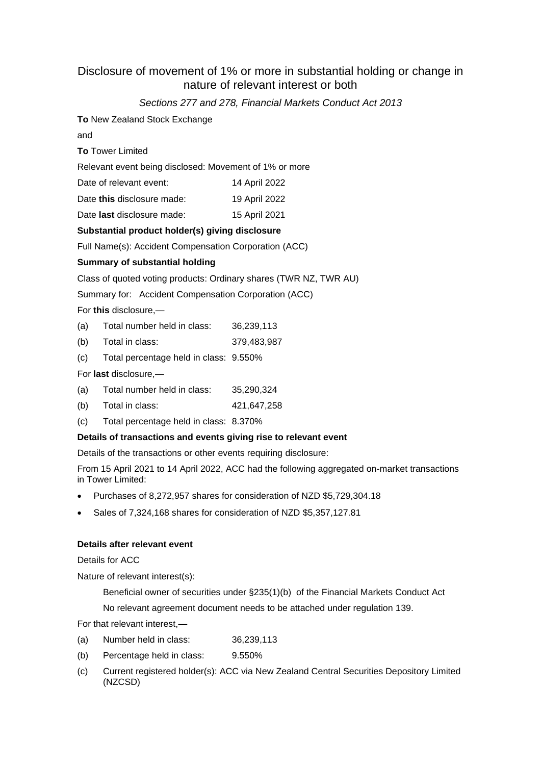# Disclosure of movement of 1% or more in substantial holding or change in nature of relevant interest or both

*Sections 277 and 278, Financial Markets Conduct Act 2013*

**To** New Zealand Stock Exchange

and

**To** Tower Limited

Relevant event being disclosed: Movement of 1% or more

Date of relevant event: 14 April 2022

Date **this** disclosure made: 19 April 2022

Date **last** disclosure made: 15 April 2021

**Substantial product holder(s) giving disclosure**

Full Name(s): Accident Compensation Corporation (ACC)

**Summary of substantial holding**

Class of quoted voting products: Ordinary shares (TWR NZ, TWR AU)

Summary for: Accident Compensation Corporation (ACC)

For **this** disclosure,—

(a) Total number held in class: 36,239,113

(b) Total in class: 379,483,987

(c) Total percentage held in class: 9.550%

For **last** disclosure,—

(a) Total number held in class: 35,290,324

(b) Total in class: 421,647,258

(c) Total percentage held in class: 8.370%

**Details of transactions and events giving rise to relevant event**

Details of the transactions or other events requiring disclosure:

From 15 April 2021 to 14 April 2022, ACC had the following aggregated on-market transactions in Tower Limited:

- Purchases of 8,272,957 shares for consideration of NZD $5,729,304.18
- Sales of 7,324,168 shares for consideration of NZD $5,357,127.81

**Details after relevant event**

Details for ACC

Nature of relevant interest(s):

Beneficial owner of securities under §235(1)(b) of the Financial Markets Conduct Act

No relevant agreement document needs to be attached under regulation 139.

For that relevant interest,—

(a) Number held in class: 36,239,113

(b) Percentage held in class: 9.550%

(c) Current registered holder(s): ACC via New Zealand Central Securities Depository Limited (NZCSD)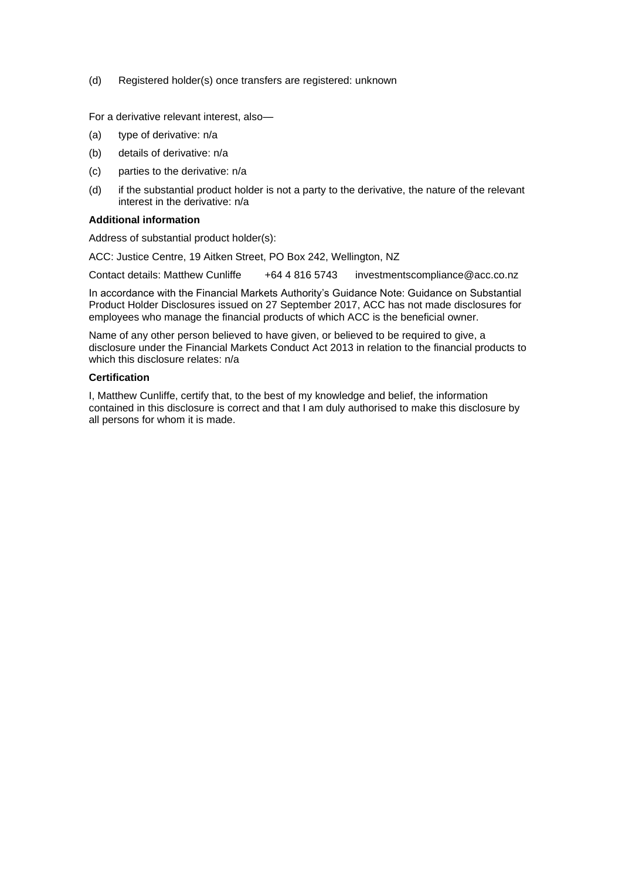(d) Registered holder(s) once transfers are registered: unknown

For a derivative relevant interest, also—

(a) type of derivative: n/a

(b) details of derivative: n/a

(c) parties to the derivative: n/a

(d) if the substantial product holder is not a party to the derivative, the nature of the relevant interest in the derivative: n/a

**Additional information**

Address of substantial product holder(s):

ACC: Justice Centre, 19 Aitken Street, PO Box 242, Wellington, NZ

Contact details: Matthew Cunliffe +64 4 816 5743 investmentscompliance@acc.co.nz

In accordance with the Financial Markets Authority's Guidance Note: Guidance on Substantial Product Holder Disclosures issued on 27 September 2017, ACC has not made disclosures for employees who manage the financial products of which ACC is the beneficial owner.

Name of any other person believed to have given, or believed to be required to give, a disclosure under the Financial Markets Conduct Act 2013 in relation to the financial products to which this disclosure relates: n/a

**Certification**

I, Matthew Cunliffe, certify that, to the best of my knowledge and belief, the information contained in this disclosure is correct and that I am duly authorised to make this disclosure by all persons for whom it is made.